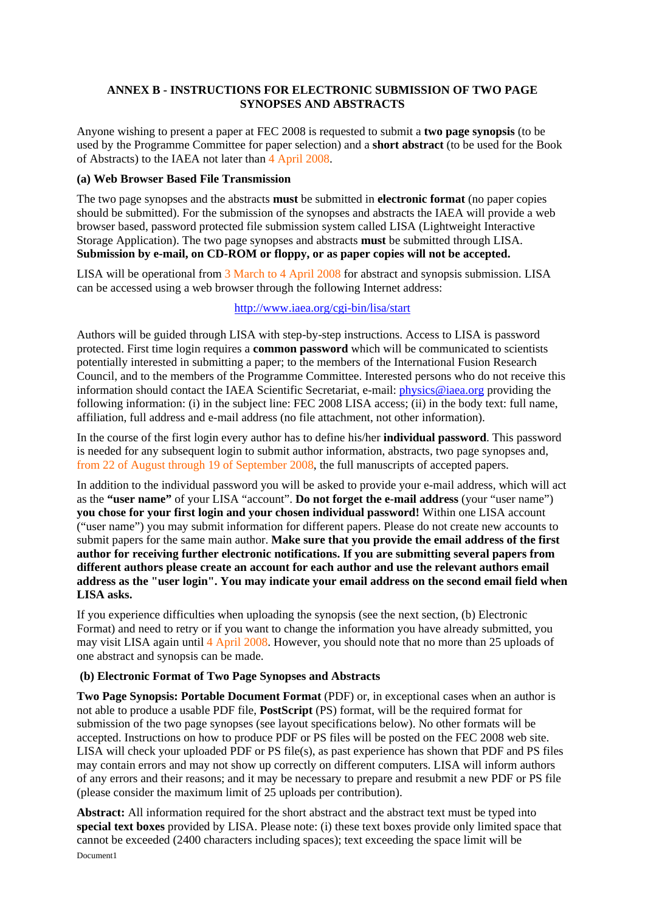## ANNEX B - INSTRUCTIONS FOR ELECTRONIC SUBMISSION OF TWO PAGE SYNOPSES AND ABSTRACTS

Anyone wishing to present a paper at FEC 2008 is requested to submit a **two page synopsis** (to be used by the Programme Committee for paper selection) and a **short abstract** (to be used for the Book of Abstracts) to the IAEA not later than 4 April 2008.

### (a) Web Browser Based File Transmission

The two page synopses and the abstracts **must** be submitted in **electronic format** (no paper copies should be submitted). For the submission of the synopses and abstracts the IAEA will provide a web browser based, password protected file submission system called LISA (Lightweight Interactive Storage Application). The two page synopses and abstracts **must** be submitted through LISA. **Submission by e-mail, on CD-ROM or floppy, or as paper copies will not be accepted.**

LISA will be operational from 3 March to 4 April 2008 for abstract and synopsis submission. LISA can be accessed using a web browser through the following Internet address:

http://www.iaea.org/cgi-bin/lisa/start

Authors will be guided through LISA with step-by-step instructions. Access to LISA is password protected. First time login requires a **common password** which will be communicated to scientists potentially interested in submitting a paper; to the members of the International Fusion Research Council, and to the members of the Programme Committee. Interested persons who do not receive this information should contact the IAEA Scientific Secretariat, e-mail: physics@iaea.org providing the following information: (i) in the subject line: FEC 2008 LISA access; (ii) in the body text: full name, affiliation, full address and e-mail address (no file attachment, not other information).

In the course of the first login every author has to define his/her **individual password**. This password is needed for any subsequent login to submit author information, abstracts, two page synopses and, from 22 of August through 19 of September 2008, the full manuscripts of accepted papers.

In addition to the individual password you will be asked to provide your e-mail address, which will act as the **"user name"** of your LISA "account". **Do not forget the e-mail address** (your "user name") **you chose for your first login and your chosen individual password!** Within one LISA account ("user name") you may submit information for different papers. Please do not create new accounts to submit papers for the same main author. **Make sure that you provide the email address of the first author for receiving further electronic notifications. If you are submitting several papers from different authors please create an account for each author and use the relevant authors email address as the "user login". You may indicate your email address on the second email field when LISA asks.**

If you experience difficulties when uploading the synopsis (see the next section, (b) Electronic Format) and need to retry or if you want to change the information you have already submitted, you may visit LISA again until 4 April 2008. However, you should note that no more than 25 uploads of one abstract and synopsis can be made.

### (b) Electronic Format of Two Page Synopses and Abstracts

**Two Page Synopsis: Portable Document Format** (PDF) or, in exceptional cases when an author is not able to produce a usable PDF file, **PostScript** (PS) format, will be the required format for submission of the two page synopses (see layout specifications below). No other formats will be accepted. Instructions on how to produce PDF or PS files will be posted on the FEC 2008 web site. LISA will check your uploaded PDF or PS file(s), as past experience has shown that PDF and PS files may contain errors and may not show up correctly on different computers. LISA will inform authors of any errors and their reasons; and it may be necessary to prepare and resubmit a new PDF or PS file (please consider the maximum limit of 25 uploads per contribution).

**Abstract:** All information required for the short abstract and the abstract text must be typed into **special text boxes** provided by LISA. Please note: (i) these text boxes provide only limited space that cannot be exceeded (2400 characters including spaces); text exceeding the space limit will be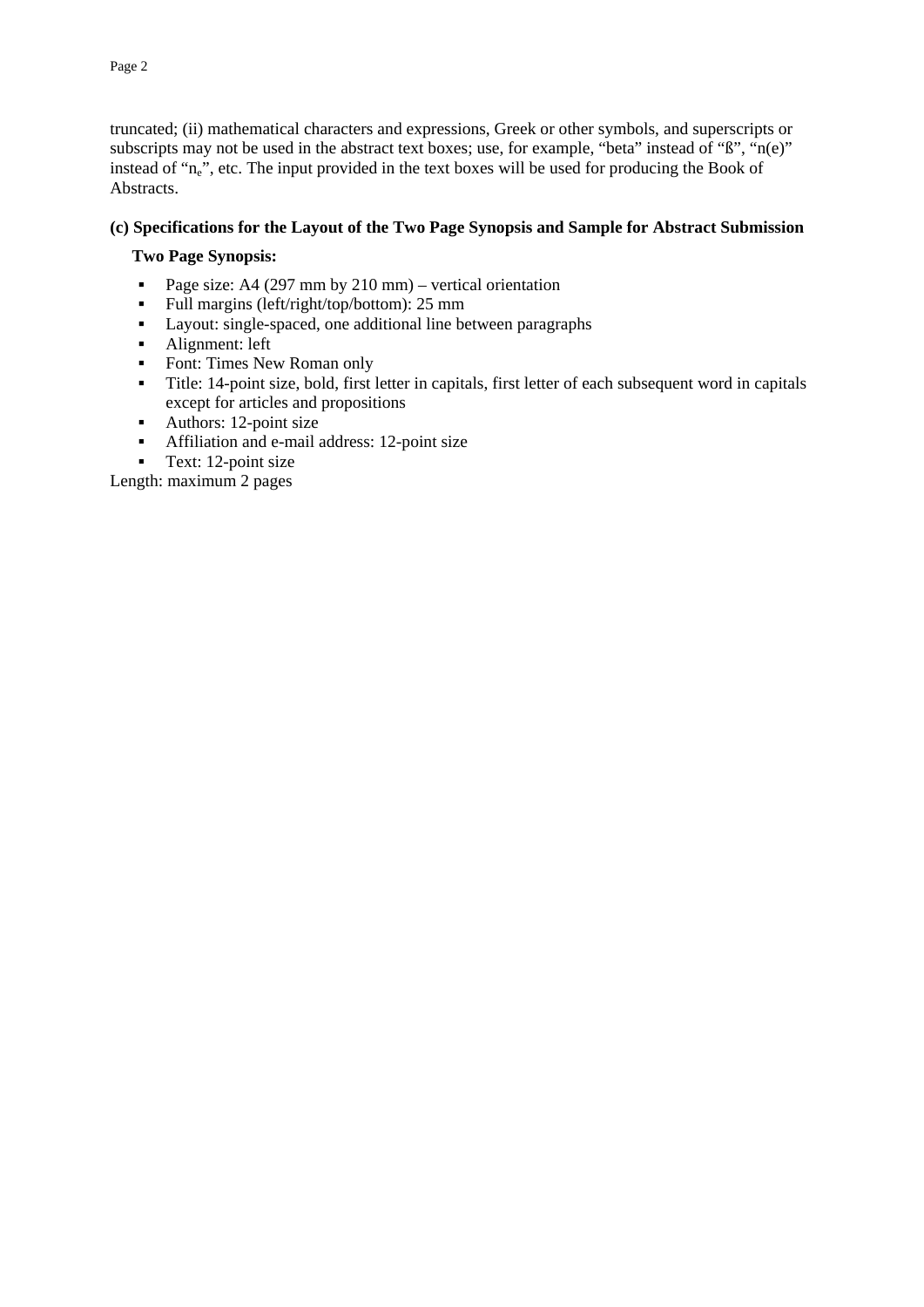truncated; (ii) mathematical characters and expressions, Greek or other symbols, and superscripts or subscripts may not be used in the abstract text boxes; use, for example, “beta” instead of “ß”, “n(e)” instead of “$n_e$”, etc. The input provided in the text boxes will be used for producing the Book of Abstracts.

### (c) Specifications for the Layout of the Two Page Synopsis and Sample for Abstract Submission

**Two Page Synopsis:**

- Page size: A4 (297 mm by 210 mm) – vertical orientation
- Full margins (left/right/top/bottom): 25 mm
- Layout: single-spaced, one additional line between paragraphs
- Alignment: left
- Font: Times New Roman only
- Title: 14-point size, bold, first letter in capitals, first letter of each subsequent word in capitals except for articles and propositions
- Authors: 12-point size
- Affiliation and e-mail address: 12-point size
- Text: 12-point size

Length: maximum 2 pages